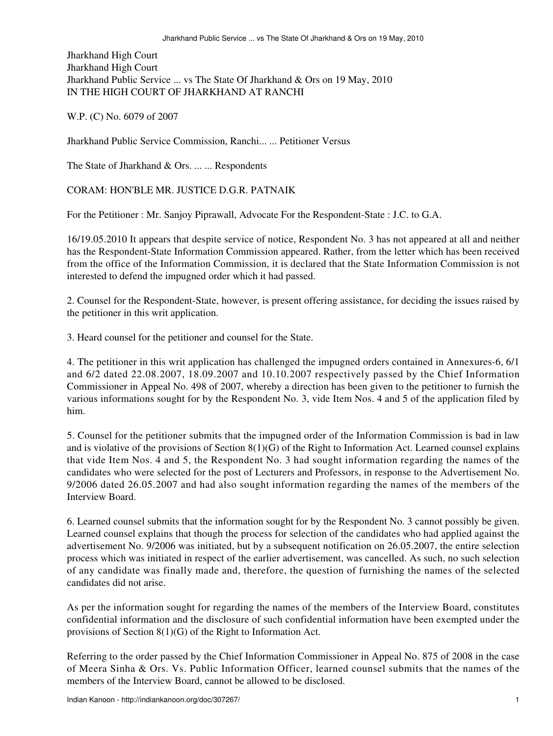Jharkhand High Court
Jharkhand High Court
Jharkhand Public Service ... vs The State Of Jharkhand & Ors on 19 May, 2010
IN THE HIGH COURT OF JHARKHAND AT RANCHI

W.P. (C) No. 6079 of 2007

Jharkhand Public Service Commission, Ranchi... ... Petitioner Versus

The State of Jharkhand & Ors. ... ... Respondents

CORAM: HON'BLE MR. JUSTICE D.G.R. PATNAIK

For the Petitioner : Mr. Sanjoy Piprawall, Advocate For the Respondent-State : J.C. to G.A.

16/19.05.2010 It appears that despite service of notice, Respondent No. 3 has not appeared at all and neither has the Respondent-State Information Commission appeared. Rather, from the letter which has been received from the office of the Information Commission, it is declared that the State Information Commission is not interested to defend the impugned order which it had passed.

2. Counsel for the Respondent-State, however, is present offering assistance, for deciding the issues raised by the petitioner in this writ application.

3. Heard counsel for the petitioner and counsel for the State.

4. The petitioner in this writ application has challenged the impugned orders contained in Annexures-6, 6/1 and 6/2 dated 22.08.2007, 18.09.2007 and 10.10.2007 respectively passed by the Chief Information Commissioner in Appeal No. 498 of 2007, whereby a direction has been given to the petitioner to furnish the various informations sought for by the Respondent No. 3, vide Item Nos. 4 and 5 of the application filed by him.

5. Counsel for the petitioner submits that the impugned order of the Information Commission is bad in law and is violative of the provisions of Section 8(1)(G) of the Right to Information Act. Learned counsel explains that vide Item Nos. 4 and 5, the Respondent No. 3 had sought information regarding the names of the candidates who were selected for the post of Lecturers and Professors, in response to the Advertisement No. 9/2006 dated 26.05.2007 and had also sought information regarding the names of the members of the Interview Board.

6. Learned counsel submits that the information sought for by the Respondent No. 3 cannot possibly be given. Learned counsel explains that though the process for selection of the candidates who had applied against the advertisement No. 9/2006 was initiated, but by a subsequent notification on 26.05.2007, the entire selection process which was initiated in respect of the earlier advertisement, was cancelled. As such, no such selection of any candidate was finally made and, therefore, the question of furnishing the names of the selected candidates did not arise.

As per the information sought for regarding the names of the members of the Interview Board, constitutes confidential information and the disclosure of such confidential information have been exempted under the provisions of Section 8(1)(G) of the Right to Information Act.

Referring to the order passed by the Chief Information Commissioner in Appeal No. 875 of 2008 in the case of Meera Sinha & Ors. Vs. Public Information Officer, learned counsel submits that the names of the members of the Interview Board, cannot be allowed to be disclosed.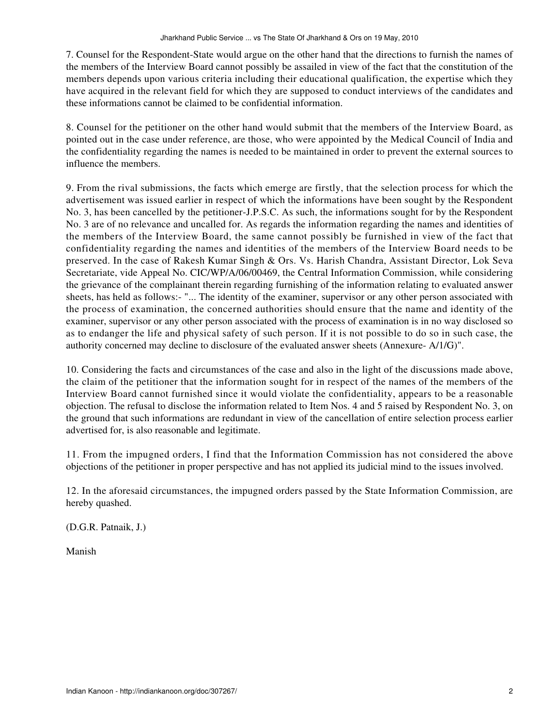7. Counsel for the Respondent-State would argue on the other hand that the directions to furnish the names of the members of the Interview Board cannot possibly be assailed in view of the fact that the constitution of the members depends upon various criteria including their educational qualification, the expertise which they have acquired in the relevant field for which they are supposed to conduct interviews of the candidates and these informations cannot be claimed to be confidential information.

8. Counsel for the petitioner on the other hand would submit that the members of the Interview Board, as pointed out in the case under reference, are those, who were appointed by the Medical Council of India and the confidentiality regarding the names is needed to be maintained in order to prevent the external sources to influence the members.

9. From the rival submissions, the facts which emerge are firstly, that the selection process for which the advertisement was issued earlier in respect of which the informations have been sought by the Respondent No. 3, has been cancelled by the petitioner-J.P.S.C. As such, the informations sought for by the Respondent No. 3 are of no relevance and uncalled for. As regards the information regarding the names and identities of the members of the Interview Board, the same cannot possibly be furnished in view of the fact that confidentiality regarding the names and identities of the members of the Interview Board needs to be preserved. In the case of Rakesh Kumar Singh & Ors. Vs. Harish Chandra, Assistant Director, Lok Seva Secretariate, vide Appeal No. CIC/WP/A/06/00469, the Central Information Commission, while considering the grievance of the complainant therein regarding furnishing of the information relating to evaluated answer sheets, has held as follows:- "... The identity of the examiner, supervisor or any other person associated with the process of examination, the concerned authorities should ensure that the name and identity of the examiner, supervisor or any other person associated with the process of examination is in no way disclosed so as to endanger the life and physical safety of such person. If it is not possible to do so in such case, the authority concerned may decline to disclosure of the evaluated answer sheets (Annexure- A/1/G)".

10. Considering the facts and circumstances of the case and also in the light of the discussions made above, the claim of the petitioner that the information sought for in respect of the names of the members of the Interview Board cannot furnished since it would violate the confidentiality, appears to be a reasonable objection. The refusal to disclose the information related to Item Nos. 4 and 5 raised by Respondent No. 3, on the ground that such informations are redundant in view of the cancellation of entire selection process earlier advertised for, is also reasonable and legitimate.

11. From the impugned orders, I find that the Information Commission has not considered the above objections of the petitioner in proper perspective and has not applied its judicial mind to the issues involved.

12. In the aforesaid circumstances, the impugned orders passed by the State Information Commission, are hereby quashed.

(D.G.R. Patnaik, J.)

Manish